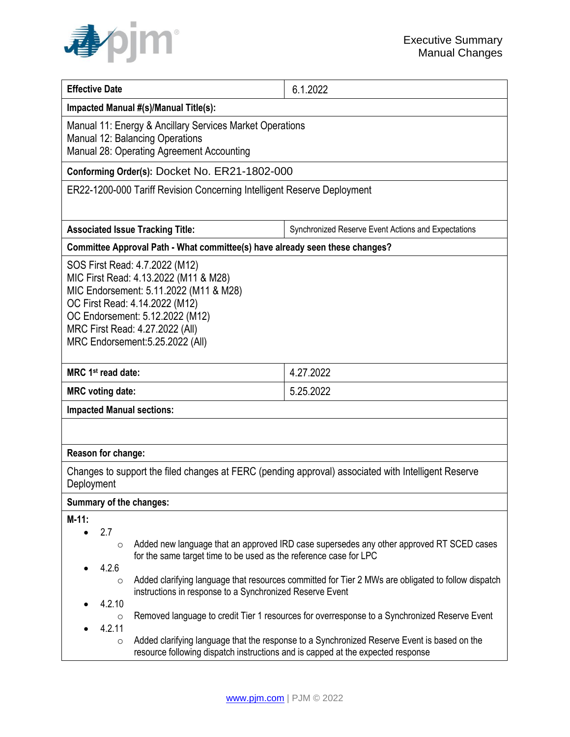Executive Summary
Manual Changes

| Effective Date | 6.1.2022 |
|---|---|
| **Impacted Manual #(s)/Manual Title(s):** | |
| Manual 11: Energy & Ancillary Services Market Operations<br>Manual 12: Balancing Operations<br>Manual 28: Operating Agreement Accounting | |
| **Conforming Order(s):** Docket No. ER21-1802-000 | |
| ER22-1200-000 Tariff Revision Concerning Intelligent Reserve Deployment | |
| **Associated Issue Tracking Title:** | Synchronized Reserve Event Actions and Expectations |
| **Committee Approval Path - What committee(s) have already seen these changes?** | |
| SOS First Read: 4.7.2022 (M12)<br>MIC First Read: 4.13.2022 (M11 & M28)<br>MIC Endorsement: 5.11.2022 (M11 & M28)<br>OC First Read: 4.14.2022 (M12)<br>OC Endorsement: 5.12.2022 (M12)<br>MRC First Read: 4.27.2022 (All)<br>MRC Endorsement:5.25.2022 (All) | |
| **MRC 1st read date:** | 4.27.2022 |
| **MRC voting date:** | 5.25.2022 |
| **Impacted Manual sections:** | |
| | |
| **Reason for change:** | |
| Changes to support the filed changes at FERC (pending approval) associated with Intelligent Reserve Deployment | |
| **Summary of the changes:** | |

**M-11:**

- 2.7
  - Added new language that an approved IRD case supersedes any other approved RT SCED cases for the same target time to be used as the reference case for LPC
- 4.2.6
  - Added clarifying language that resources committed for Tier 2 MWs are obligated to follow dispatch instructions in response to a Synchronized Reserve Event
- 4.2.10
  - Removed language to credit Tier 1 resources for overresponse to a Synchronized Reserve Event
- 4.2.11
  - Added clarifying language that the response to a Synchronized Reserve Event is based on the resource following dispatch instructions and is capped at the expected response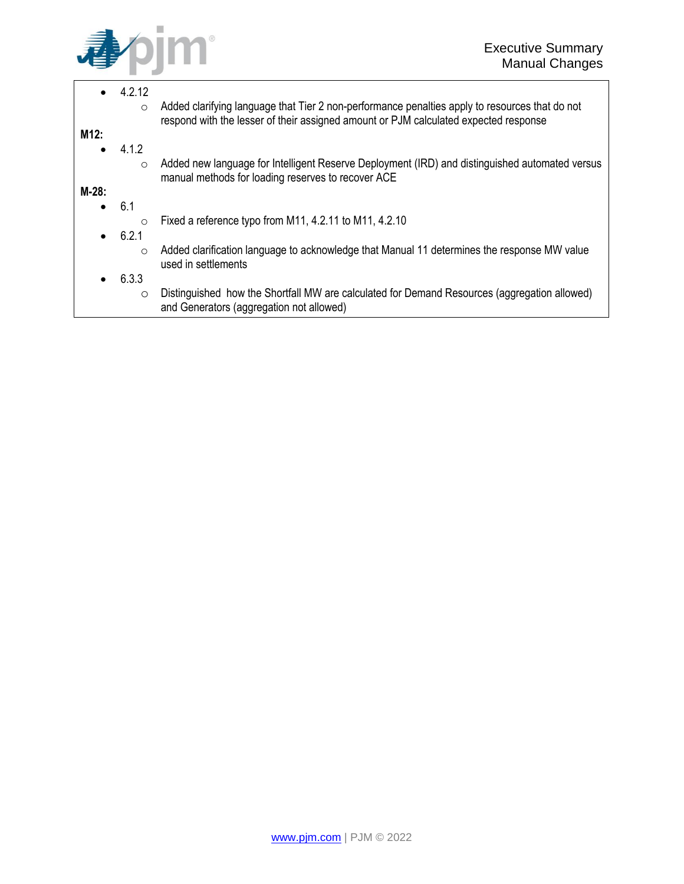- 4.2.12
    - Added clarifying language that Tier 2 non-performance penalties apply to resources that do not respond with the lesser of their assigned amount or PJM calculated expected response

**M12:**

- 4.1.2
    - Added new language for Intelligent Reserve Deployment (IRD) and distinguished automated versus manual methods for loading reserves to recover ACE

**M-28:**

- 6.1
    - Fixed a reference typo from M11, 4.2.11 to M11, 4.2.10
- 6.2.1
    - Added clarification language to acknowledge that Manual 11 determines the response MW value used in settlements
- 6.3.3
    - Distinguished how the Shortfall MW are calculated for Demand Resources (aggregation allowed) and Generators (aggregation not allowed)